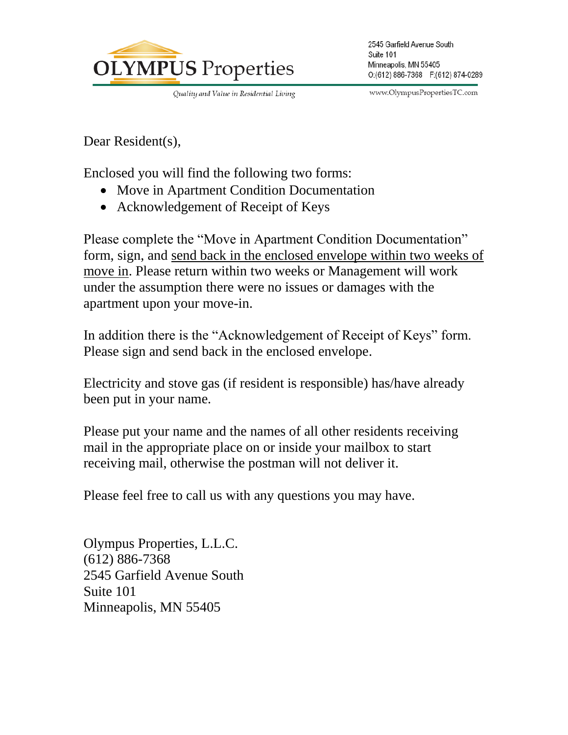**OLYMPUS Properties**

*Quality and Value in Residential Living*

2545 Garfield Avenue South
Suite 101
Minneapolis, MN 55405
O:(612) 886-7368 F:(612) 874-0289

www.OlympusPropertiesTC.com

Dear Resident(s),

Enclosed you will find the following two forms:

- Move in Apartment Condition Documentation
- Acknowledgement of Receipt of Keys

Please complete the "Move in Apartment Condition Documentation" form, sign, and <u>send back in the enclosed envelope within two weeks of move in</u>. Please return within two weeks or Management will work under the assumption there were no issues or damages with the apartment upon your move-in.

In addition there is the "Acknowledgement of Receipt of Keys" form. Please sign and send back in the enclosed envelope.

Electricity and stove gas (if resident is responsible) has/have already been put in your name.

Please put your name and the names of all other residents receiving mail in the appropriate place on or inside your mailbox to start receiving mail, otherwise the postman will not deliver it.

Please feel free to call us with any questions you may have.

Olympus Properties, L.L.C.
(612) 886-7368
2545 Garfield Avenue South
Suite 101
Minneapolis, MN 55405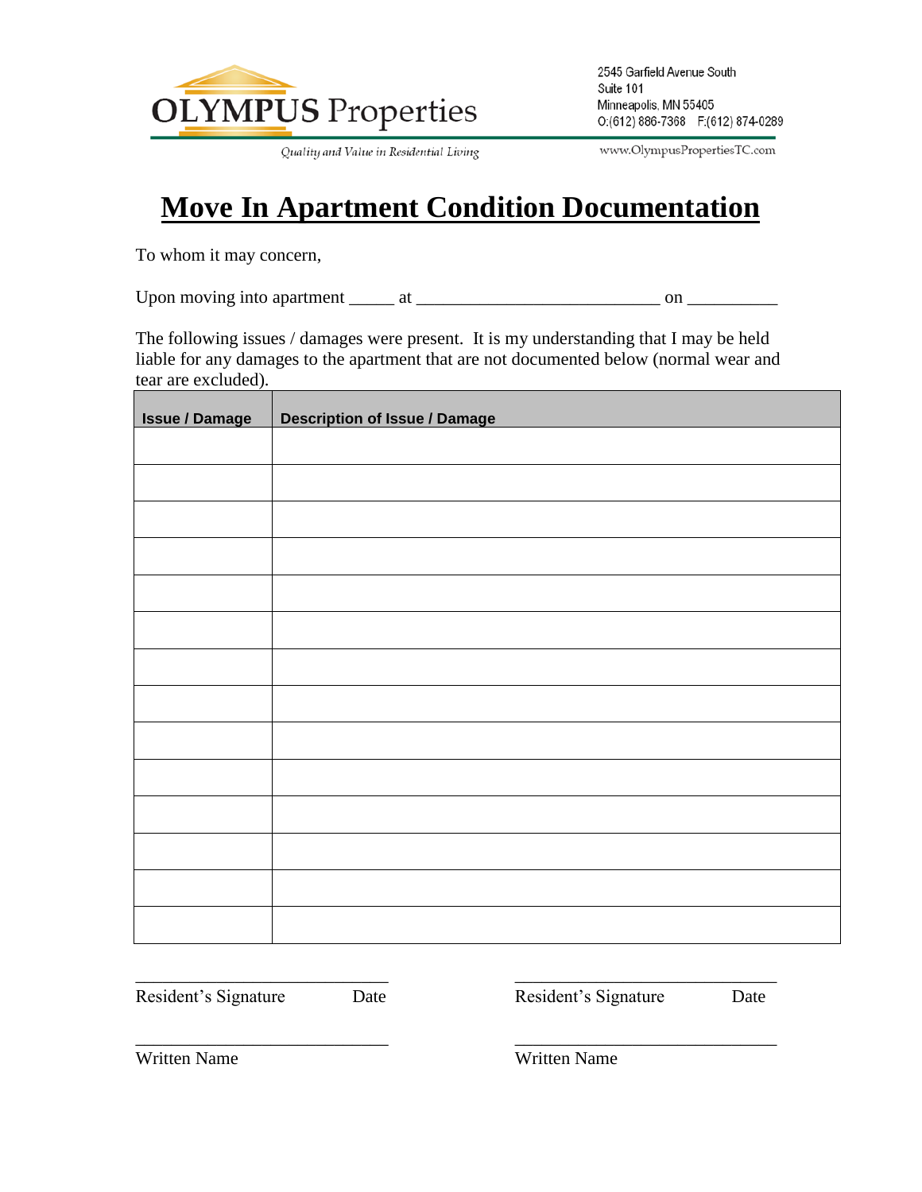OLYMPUS Properties

*Quality and Value in Residential Living*

2545 Garfield Avenue South
Suite 101
Minneapolis, MN 55405
O:(612) 886-7368 F:(612) 874-0289

www.OlympusPropertiesTC.com

# Move In Apartment Condition Documentation

To whom it may concern,

Upon moving into apartment _____ at ___________________________ on __________

The following issues / damages were present. It is my understanding that I may be held liable for any damages to the apartment that are not documented below (normal wear and tear are excluded).

| Issue / Damage | Description of Issue / Damage |
|---|---|
| | |
| | |
| | |
| | |
| | |
| | |
| | |
| | |
| | |
| | |
| | |
| | |
| | |
| | |

_____________________________ 
Resident's Signature Date

_____________________________ 
Resident's Signature Date

_____________________________ 
Written Name

_____________________________ 
Written Name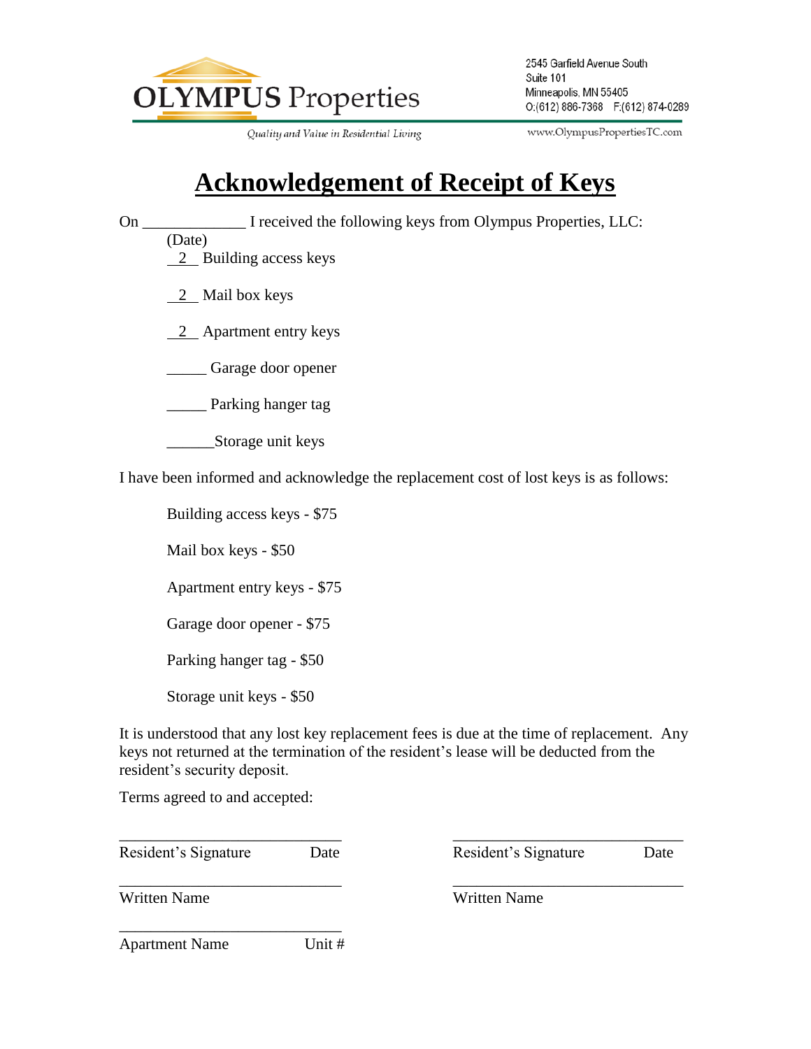OLYMPUS Properties

*Quality and Value in Residential Living*

2545 Garfield Avenue South
Suite 101
Minneapolis, MN 55405
O:(612) 886-7368 F:(612) 874-0289

www.OlympusPropertiesTC.com

# Acknowledgement of Receipt of Keys

On _____________ I received the following keys from Olympus Properties, LLC:
(Date)

__2__ Building access keys

__2__ Mail box keys

__2__ Apartment entry keys

_____ Garage door opener

_____ Parking hanger tag

______Storage unit keys

I have been informed and acknowledge the replacement cost of lost keys is as follows:

Building access keys - $75

Mail box keys - $50

Apartment entry keys - $75

Garage door opener - $75

Parking hanger tag - $50

Storage unit keys - $50

It is understood that any lost key replacement fees is due at the time of replacement. Any keys not returned at the termination of the resident's lease will be deducted from the resident's security deposit.

Terms agreed to and accepted:

____________________________
Resident's Signature Date

____________________________
Written Name

____________________________
Apartment Name Unit #

____________________________
Resident's Signature Date

____________________________
Written Name